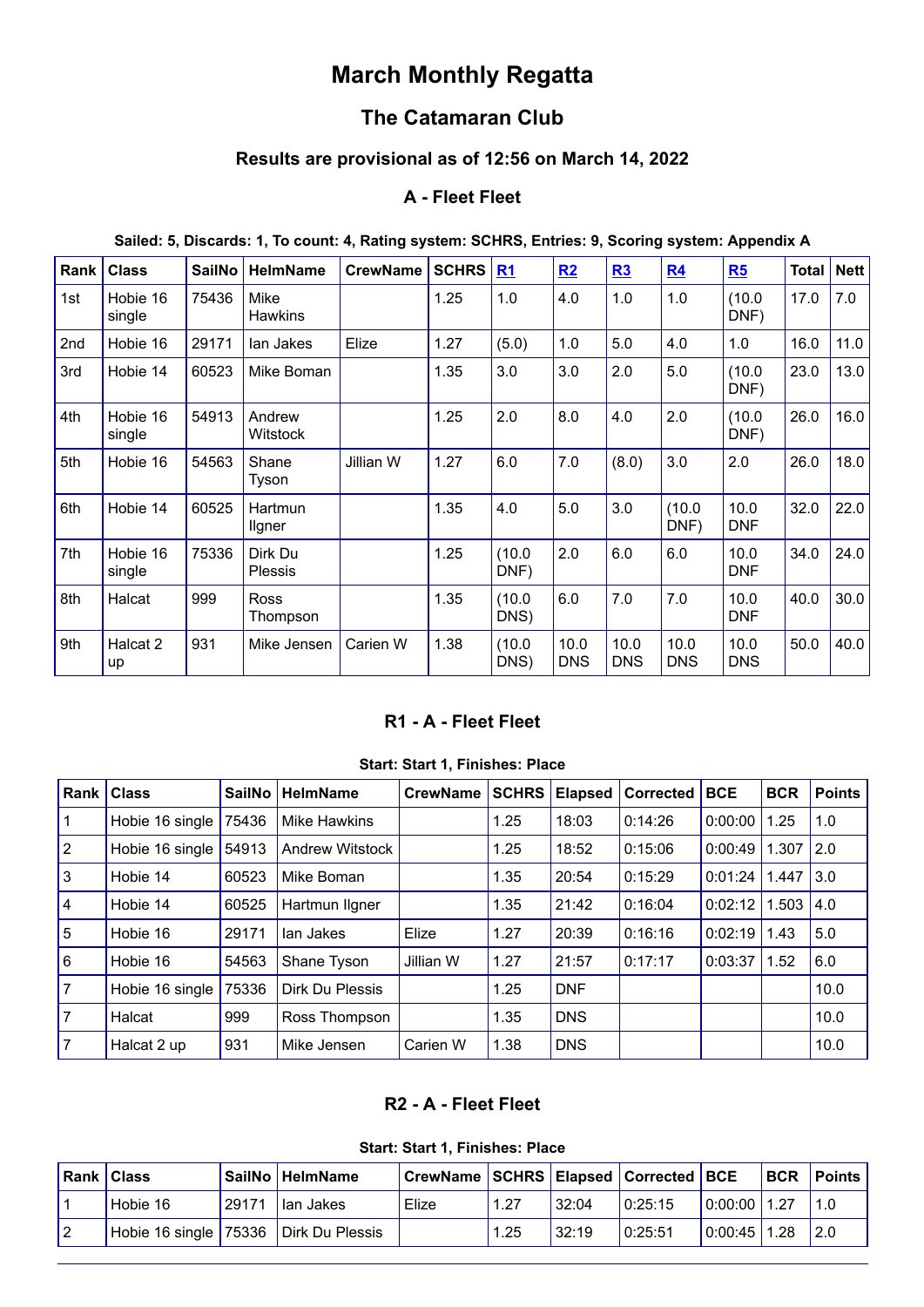# March Monthly Regatta

## The Catamaran Club

### Results are provisional as of 12:56 on March 14, 2022

### A - Fleet Fleet

**Sailed: 5, Discards: 1, To count: 4, Rating system: SCHRS, Entries: 9, Scoring system: Appendix A**

| Rank | Class | SailNo | HelmName | CrewName | SCHRS | R1 | R2 | R3 | R4 | R5 | Total | Nett |
|---|---|---|---|---|---|---|---|---|---|---|---|---|
| 1st | Hobie 16 single | 75436 | Mike Hawkins | | 1.25 | 1.0 | 4.0 | 1.0 | 1.0 | (10.0 DNF) | 17.0 | 7.0 |
| 2nd | Hobie 16 | 29171 | Ian Jakes | Elize | 1.27 | (5.0) | 1.0 | 5.0 | 4.0 | 1.0 | 16.0 | 11.0 |
| 3rd | Hobie 14 | 60523 | Mike Boman | | 1.35 | 3.0 | 3.0 | 2.0 | 5.0 | (10.0 DNF) | 23.0 | 13.0 |
| 4th | Hobie 16 single | 54913 | Andrew Witstock | | 1.25 | 2.0 | 8.0 | 4.0 | 2.0 | (10.0 DNF) | 26.0 | 16.0 |
| 5th | Hobie 16 | 54563 | Shane Tyson | Jillian W | 1.27 | 6.0 | 7.0 | (8.0) | 3.0 | 2.0 | 26.0 | 18.0 |
| 6th | Hobie 14 | 60525 | Hartmun Ilgner | | 1.35 | 4.0 | 5.0 | 3.0 | (10.0 DNF) | 10.0 DNF | 32.0 | 22.0 |
| 7th | Hobie 16 single | 75336 | Dirk Du Plessis | | 1.25 | (10.0 DNF) | 2.0 | 6.0 | 6.0 | 10.0 DNF | 34.0 | 24.0 |
| 8th | Halcat | 999 | Ross Thompson | | 1.35 | (10.0 DNS) | 6.0 | 7.0 | 7.0 | 10.0 DNF | 40.0 | 30.0 |
| 9th | Halcat 2 up | 931 | Mike Jensen | Carien W | 1.38 | (10.0 DNS) | 10.0 DNS | 10.0 DNS | 10.0 DNS | 10.0 DNS | 50.0 | 40.0 |

### R1 - A - Fleet Fleet

**Start: Start 1, Finishes: Place**

| Rank | Class | SailNo | HelmName | CrewName | SCHRS | Elapsed | Corrected | BCE | BCR | Points |
|---|---|---|---|---|---|---|---|---|---|---|
| 1 | Hobie 16 single | 75436 | Mike Hawkins | | 1.25 | 18:03 | 0:14:26 | 0:00:00 | 1.25 | 1.0 |
| 2 | Hobie 16 single | 54913 | Andrew Witstock | | 1.25 | 18:52 | 0:15:06 | 0:00:49 | 1.307 | 2.0 |
| 3 | Hobie 14 | 60523 | Mike Boman | | 1.35 | 20:54 | 0:15:29 | 0:01:24 | 1.447 | 3.0 |
| 4 | Hobie 14 | 60525 | Hartmun Ilgner | | 1.35 | 21:42 | 0:16:04 | 0:02:12 | 1.503 | 4.0 |
| 5 | Hobie 16 | 29171 | Ian Jakes | Elize | 1.27 | 20:39 | 0:16:16 | 0:02:19 | 1.43 | 5.0 |
| 6 | Hobie 16 | 54563 | Shane Tyson | Jillian W | 1.27 | 21:57 | 0:17:17 | 0:03:37 | 1.52 | 6.0 |
| 7 | Hobie 16 single | 75336 | Dirk Du Plessis | | 1.25 | DNF | | | | 10.0 |
| 7 | Halcat | 999 | Ross Thompson | | 1.35 | DNS | | | | 10.0 |
| 7 | Halcat 2 up | 931 | Mike Jensen | Carien W | 1.38 | DNS | | | | 10.0 |

### R2 - A - Fleet Fleet

**Start: Start 1, Finishes: Place**

| Rank | Class | SailNo | HelmName | CrewName | SCHRS | Elapsed | Corrected | BCE | BCR | Points |
|---|---|---|---|---|---|---|---|---|---|---|
| 1 | Hobie 16 | 29171 | Ian Jakes | Elize | 1.27 | 32:04 | 0:25:15 | 0:00:00 | 1.27 | 1.0 |
| 2 | Hobie 16 single | 75336 | Dirk Du Plessis | | 1.25 | 32:19 | 0:25:51 | 0:00:45 | 1.28 | 2.0 |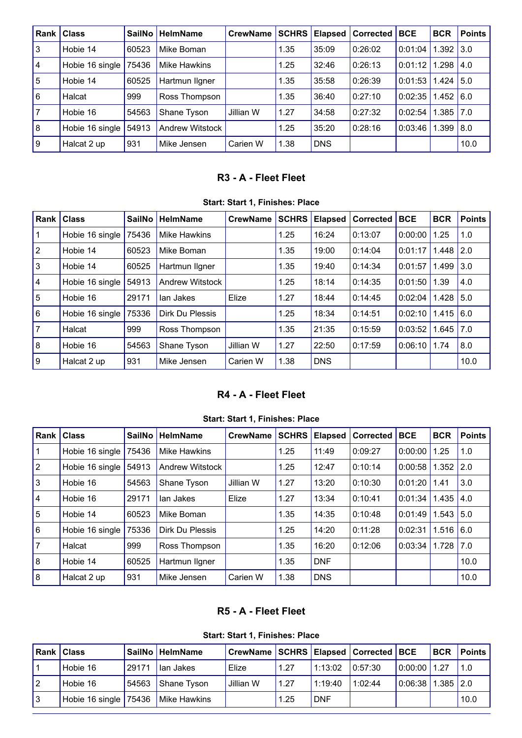| Rank | Class | SailNo | HelmName | CrewName | SCHRS | Elapsed | Corrected | BCE | BCR | Points |
|---|---|---|---|---|---|---|---|---|---|---|
| 3 | Hobie 14 | 60523 | Mike Boman | | 1.35 | 35:09 | 0:26:02 | 0:01:04 | 1.392 | 3.0 |
| 4 | Hobie 16 single | 75436 | Mike Hawkins | | 1.25 | 32:46 | 0:26:13 | 0:01:12 | 1.298 | 4.0 |
| 5 | Hobie 14 | 60525 | Hartmun Ilgner | | 1.35 | 35:58 | 0:26:39 | 0:01:53 | 1.424 | 5.0 |
| 6 | Halcat | 999 | Ross Thompson | | 1.35 | 36:40 | 0:27:10 | 0:02:35 | 1.452 | 6.0 |
| 7 | Hobie 16 | 54563 | Shane Tyson | Jillian W | 1.27 | 34:58 | 0:27:32 | 0:02:54 | 1.385 | 7.0 |
| 8 | Hobie 16 single | 54913 | Andrew Witstock | | 1.25 | 35:20 | 0:28:16 | 0:03:46 | 1.399 | 8.0 |
| 9 | Halcat 2 up | 931 | Mike Jensen | Carien W | 1.38 | DNS | | | | 10.0 |

## R3 - A - Fleet Fleet

**Start: Start 1, Finishes: Place**

| Rank | Class | SailNo | HelmName | CrewName | SCHRS | Elapsed | Corrected | BCE | BCR | Points |
|---|---|---|---|---|---|---|---|---|---|---|
| 1 | Hobie 16 single | 75436 | Mike Hawkins | | 1.25 | 16:24 | 0:13:07 | 0:00:00 | 1.25 | 1.0 |
| 2 | Hobie 14 | 60523 | Mike Boman | | 1.35 | 19:00 | 0:14:04 | 0:01:17 | 1.448 | 2.0 |
| 3 | Hobie 14 | 60525 | Hartmun Ilgner | | 1.35 | 19:40 | 0:14:34 | 0:01:57 | 1.499 | 3.0 |
| 4 | Hobie 16 single | 54913 | Andrew Witstock | | 1.25 | 18:14 | 0:14:35 | 0:01:50 | 1.39 | 4.0 |
| 5 | Hobie 16 | 29171 | Ian Jakes | Elize | 1.27 | 18:44 | 0:14:45 | 0:02:04 | 1.428 | 5.0 |
| 6 | Hobie 16 single | 75336 | Dirk Du Plessis | | 1.25 | 18:34 | 0:14:51 | 0:02:10 | 1.415 | 6.0 |
| 7 | Halcat | 999 | Ross Thompson | | 1.35 | 21:35 | 0:15:59 | 0:03:52 | 1.645 | 7.0 |
| 8 | Hobie 16 | 54563 | Shane Tyson | Jillian W | 1.27 | 22:50 | 0:17:59 | 0:06:10 | 1.74 | 8.0 |
| 9 | Halcat 2 up | 931 | Mike Jensen | Carien W | 1.38 | DNS | | | | 10.0 |

## R4 - A - Fleet Fleet

**Start: Start 1, Finishes: Place**

| Rank | Class | SailNo | HelmName | CrewName | SCHRS | Elapsed | Corrected | BCE | BCR | Points |
|---|---|---|---|---|---|---|---|---|---|---|
| 1 | Hobie 16 single | 75436 | Mike Hawkins | | 1.25 | 11:49 | 0:09:27 | 0:00:00 | 1.25 | 1.0 |
| 2 | Hobie 16 single | 54913 | Andrew Witstock | | 1.25 | 12:47 | 0:10:14 | 0:00:58 | 1.352 | 2.0 |
| 3 | Hobie 16 | 54563 | Shane Tyson | Jillian W | 1.27 | 13:20 | 0:10:30 | 0:01:20 | 1.41 | 3.0 |
| 4 | Hobie 16 | 29171 | Ian Jakes | Elize | 1.27 | 13:34 | 0:10:41 | 0:01:34 | 1.435 | 4.0 |
| 5 | Hobie 14 | 60523 | Mike Boman | | 1.35 | 14:35 | 0:10:48 | 0:01:49 | 1.543 | 5.0 |
| 6 | Hobie 16 single | 75336 | Dirk Du Plessis | | 1.25 | 14:20 | 0:11:28 | 0:02:31 | 1.516 | 6.0 |
| 7 | Halcat | 999 | Ross Thompson | | 1.35 | 16:20 | 0:12:06 | 0:03:34 | 1.728 | 7.0 |
| 8 | Hobie 14 | 60525 | Hartmun Ilgner | | 1.35 | DNF | | | | 10.0 |
| 8 | Halcat 2 up | 931 | Mike Jensen | Carien W | 1.38 | DNS | | | | 10.0 |

## R5 - A - Fleet Fleet

**Start: Start 1, Finishes: Place**

| Rank | Class | SailNo | HelmName | CrewName | SCHRS | Elapsed | Corrected | BCE | BCR | Points |
|---|---|---|---|---|---|---|---|---|---|---|
| 1 | Hobie 16 | 29171 | Ian Jakes | Elize | 1.27 | 1:13:02 | 0:57:30 | 0:00:00 | 1.27 | 1.0 |
| 2 | Hobie 16 | 54563 | Shane Tyson | Jillian W | 1.27 | 1:19:40 | 1:02:44 | 0:06:38 | 1.385 | 2.0 |
| 3 | Hobie 16 single | 75436 | Mike Hawkins | | 1.25 | DNF | | | | 10.0 |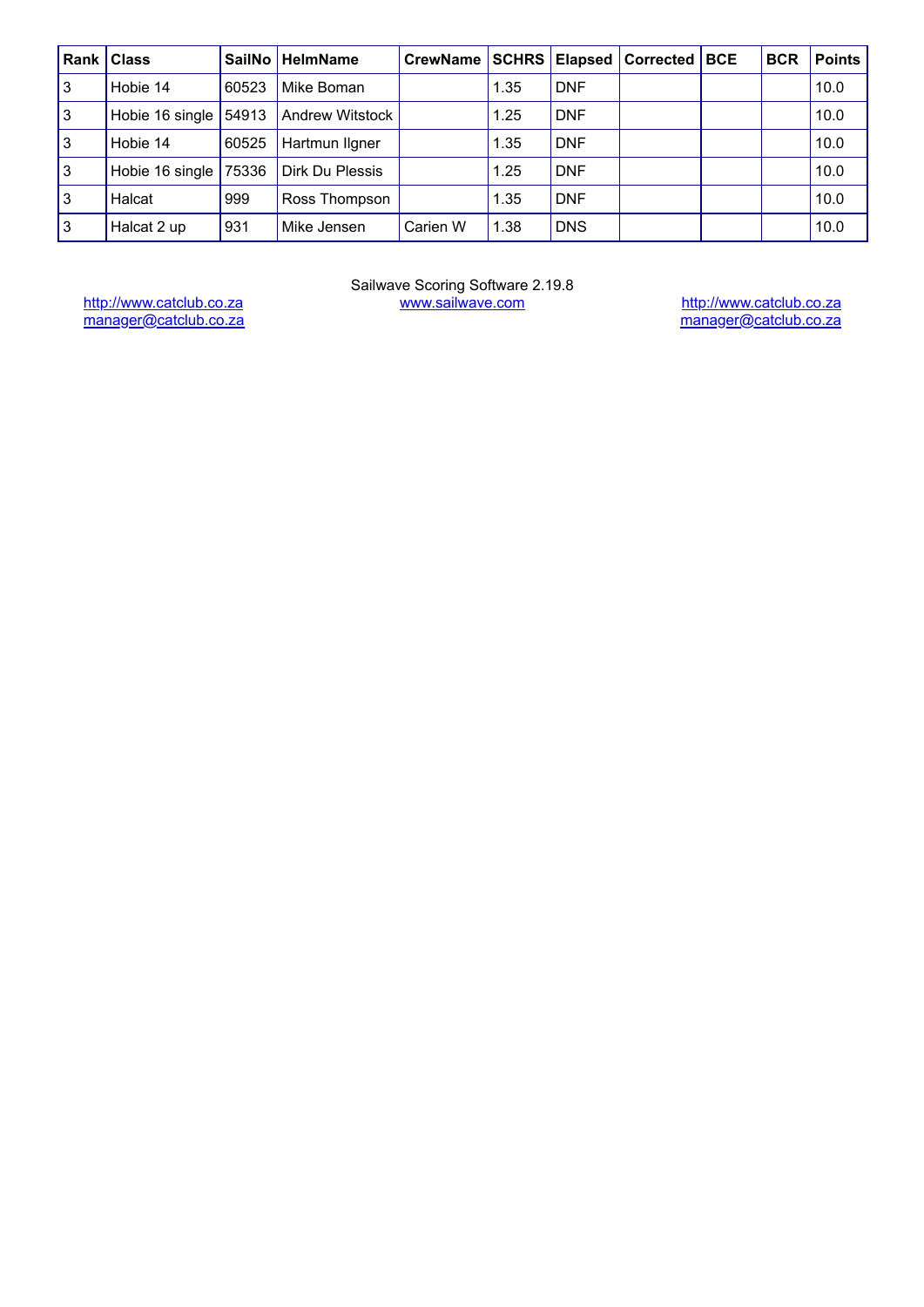| Rank | Class | SailNo | HelmName | CrewName | SCHRS | Elapsed | Corrected | BCE | BCR | Points |
|---|---|---|---|---|---|---|---|---|---|---|
| 3 | Hobie 14 | 60523 | Mike Boman | | 1.35 | DNF | | | | 10.0 |
| 3 | Hobie 16 single | 54913 | Andrew Witstock | | 1.25 | DNF | | | | 10.0 |
| 3 | Hobie 14 | 60525 | Hartmun Ilgner | | 1.35 | DNF | | | | 10.0 |
| 3 | Hobie 16 single | 75336 | Dirk Du Plessis | | 1.25 | DNF | | | | 10.0 |
| 3 | Halcat | 999 | Ross Thompson | | 1.35 | DNF | | | | 10.0 |
| 3 | Halcat 2 up | 931 | Mike Jensen | Carien W | 1.38 | DNS | | | | 10.0 |

http://www.catclub.co.za
manager@catclub.co.za

Sailwave Scoring Software 2.19.8
www.sailwave.com

http://www.catclub.co.za
manager@catclub.co.za